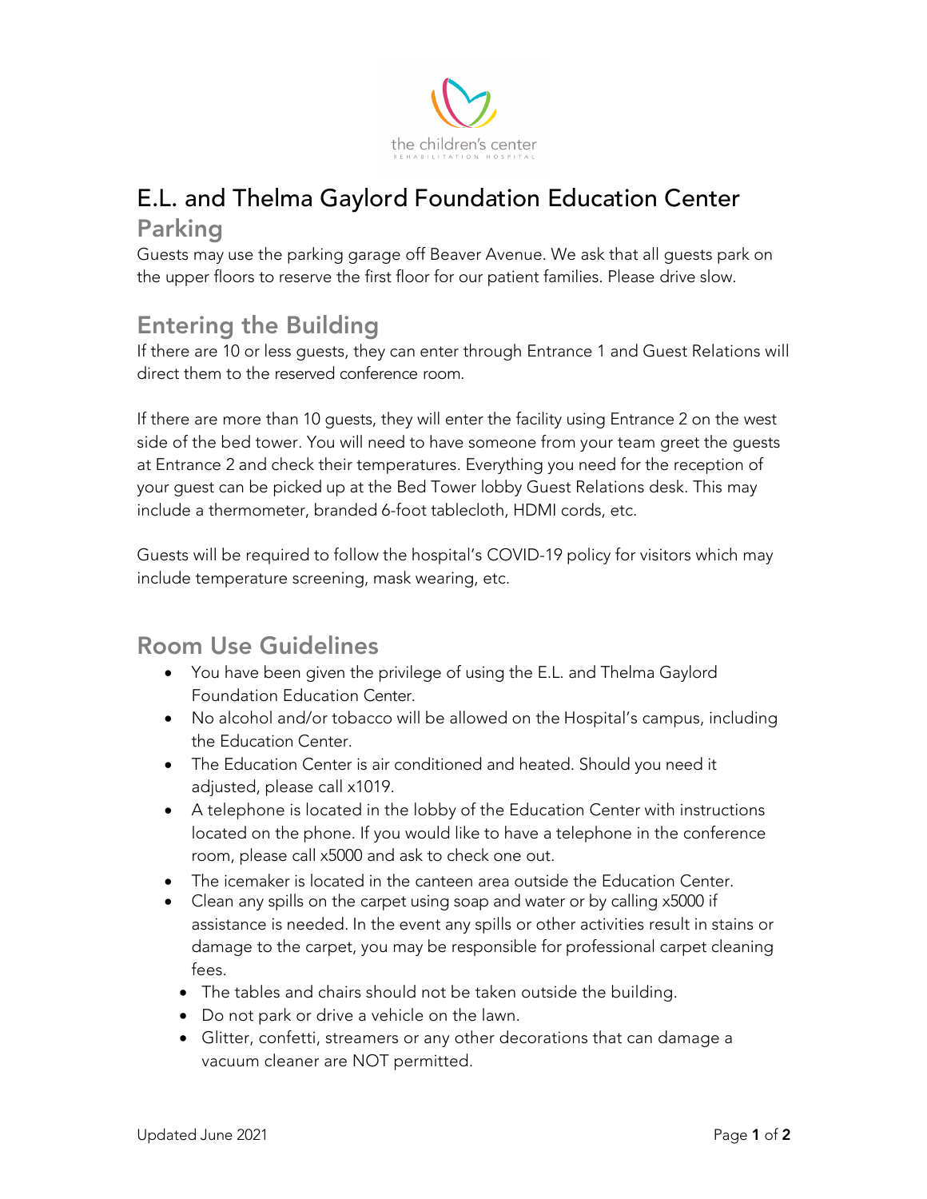the children's center
REHABILITATION HOSPITAL

# E.L. and Thelma Gaylord Foundation Education Center

## Parking

Guests may use the parking garage off Beaver Avenue. We ask that all guests park on the upper floors to reserve the first floor for our patient families. Please drive slow.

## Entering the Building

If there are 10 or less guests, they can enter through Entrance 1 and Guest Relations will direct them to the reserved conference room.

If there are more than 10 guests, they will enter the facility using Entrance 2 on the west side of the bed tower. You will need to have someone from your team greet the guests at Entrance 2 and check their temperatures. Everything you need for the reception of your guest can be picked up at the Bed Tower lobby Guest Relations desk. This may include a thermometer, branded 6-foot tablecloth, HDMI cords, etc.

Guests will be required to follow the hospital's COVID-19 policy for visitors which may include temperature screening, mask wearing, etc.

## Room Use Guidelines

- You have been given the privilege of using the E.L. and Thelma Gaylord Foundation Education Center.
- No alcohol and/or tobacco will be allowed on the Hospital's campus, including the Education Center.
- The Education Center is air conditioned and heated. Should you need it adjusted, please call x1019.
- A telephone is located in the lobby of the Education Center with instructions located on the phone. If you would like to have a telephone in the conference room, please call x5000 and ask to check one out.
- The icemaker is located in the canteen area outside the Education Center.
- Clean any spills on the carpet using soap and water or by calling x5000 if assistance is needed. In the event any spills or other activities result in stains or damage to the carpet, you may be responsible for professional carpet cleaning fees.
- The tables and chairs should not be taken outside the building.
- Do not park or drive a vehicle on the lawn.
- Glitter, confetti, streamers or any other decorations that can damage a vacuum cleaner are NOT permitted.

Updated June 2021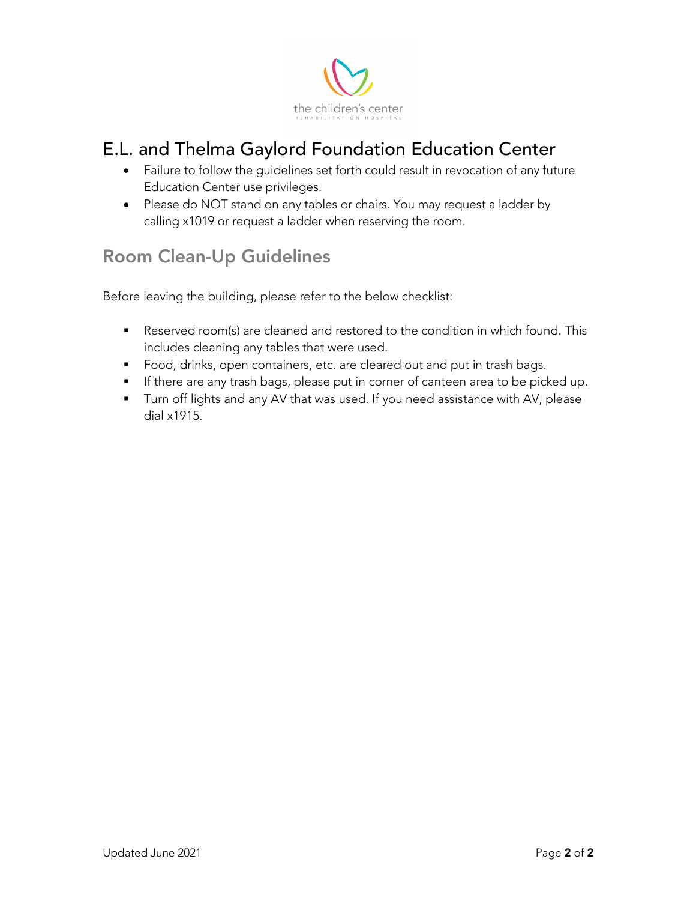# E.L. and Thelma Gaylord Foundation Education Center

- Failure to follow the guidelines set forth could result in revocation of any future Education Center use privileges.
- Please do NOT stand on any tables or chairs. You may request a ladder by calling x1019 or request a ladder when reserving the room.

## Room Clean-Up Guidelines

Before leaving the building, please refer to the below checklist:

- Reserved room(s) are cleaned and restored to the condition in which found. This includes cleaning any tables that were used.
- Food, drinks, open containers, etc. are cleared out and put in trash bags.
- If there are any trash bags, please put in corner of canteen area to be picked up.
- Turn off lights and any AV that was used. If you need assistance with AV, please dial x1915.

Updated June 2021